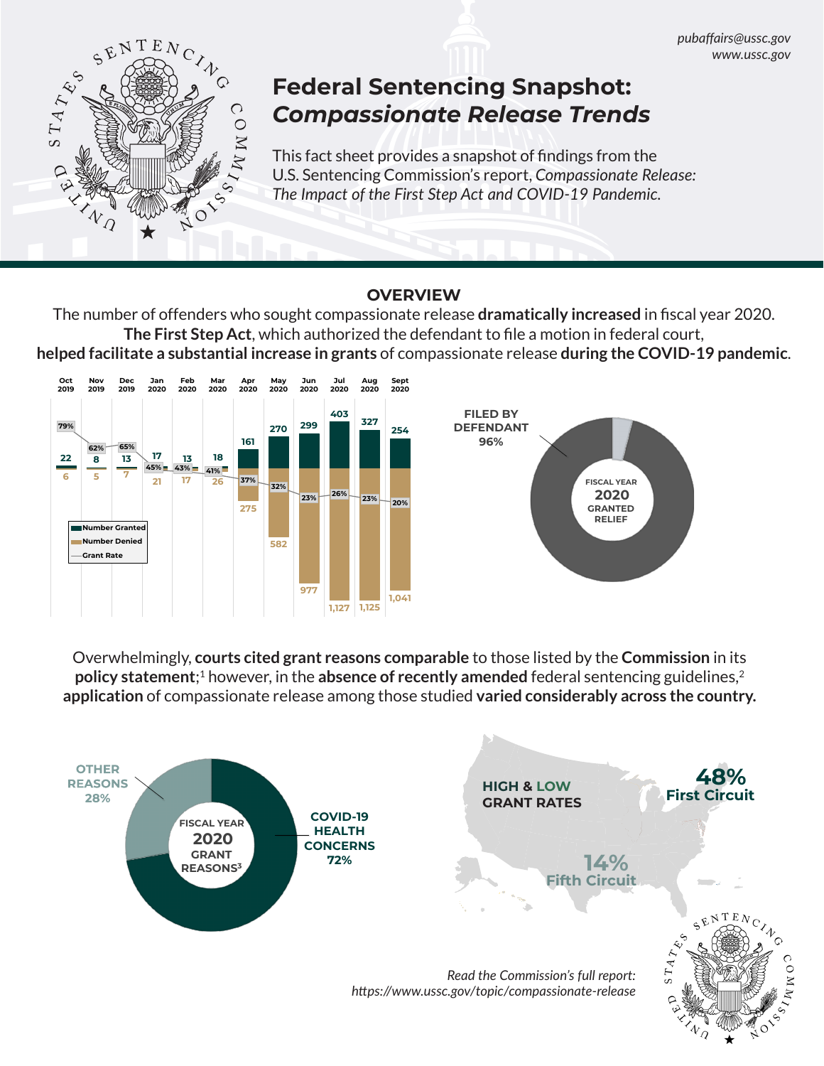pubaffairs@ussc.gov
www.ussc.gov

# Federal Sentencing Snapshot: *Compassionate Release Trends*

This fact sheet provides a snapshot of findings from the U.S. Sentencing Commission's report, *Compassionate Release: The Impact of the First Step Act and COVID-19 Pandemic.*

## OVERVIEW

The number of offenders who sought compassionate release **dramatically increased** in fiscal year 2020. **The First Step Act**, which authorized the defendant to file a motion in federal court, **helped facilitate a substantial increase in grants** of compassionate release **during the COVID-19 pandemic**.

| Month | Number Granted | Number Denied | Grant Rate |
|---|---|---|---|
| Oct 2019 | 22 | 6 | 79% |
| Nov 2019 | 8 | 5 | 62% |
| Dec 2019 | 13 | 7 | 65% |
| Jan 2020 | 17 | 21 | 45% |
| Feb 2020 | 13 | 17 | 43% |
| Mar 2020 | 18 | 26 | 41% |
| Apr 2020 | 161 | 275 | 37% |
| May 2020 | 270 | 582 | 32% |
| Jun 2020 | 299 | 977 | 23% |
| Jul 2020 | 403 | 1,127 | 26% |
| Aug 2020 | 327 | 1,125 | 23% |
| Sept 2020 | 254 | 1,041 | 20% |

FISCAL YEAR 2020 GRANTED RELIEF: FILED BY DEFENDANT 96%

Overwhelmingly, **courts cited grant reasons comparable** to those listed by the **Commission** in its **policy statement**;[1] however, in the **absence of recently amended** federal sentencing guidelines,[2] **application** of compassionate release among those studied **varied considerably across the country.**

FISCAL YEAR 2020 GRANT REASONS[3]: COVID-19 HEALTH CONCERNS 72%; OTHER REASONS 28%

HIGH & LOW GRANT RATES: 48% First Circuit; 14% Fifth Circuit

*Read the Commission's full report: https://www.ussc.gov/topic/compassionate-release*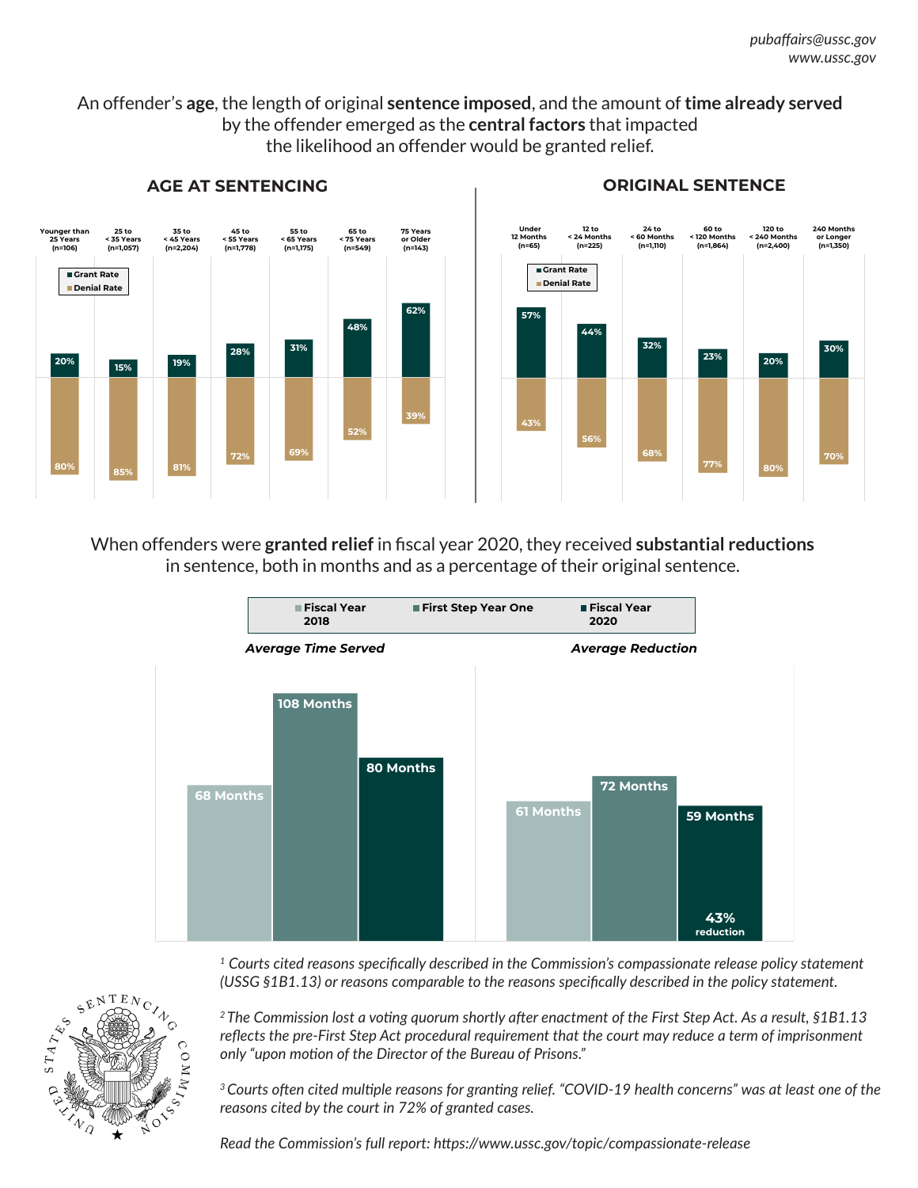An offender's **age**, the length of original **sentence imposed**, and the amount of **time already served** by the offender emerged as the **central factors** that impacted the likelihood an offender would be granted relief.

## AGE AT SENTENCING

Grant Rate
Denial Rate

Younger than 25 Years (n=106)
20%
80%

25 to < 35 Years (n=1,057)
15%
85%

35 to < 45 Years (n=2,204)
19%
81%

45 to < 55 Years (n=1,778)
28%
72%

55 to < 65 Years (n=1,175)
31%
69%

65 to < 75 Years (n=549)
48%
52%

75 Years or Older (n=143)
62%
39%

## ORIGINAL SENTENCE

Grant Rate
Denial Rate

Under 12 Months (n=65)
57%
43%

12 to < 24 Months (n=225)
44%
56%

24 to < 60 Months (n=1,110)
32%
68%

60 to < 120 Months (n=1,864)
23%
77%

120 to < 240 Months (n=2,400)
20%
80%

240 Months or Longer (n=1,350)
30%
70%

When offenders were **granted relief** in fiscal year 2020, they received **substantial reductions** in sentence, both in months and as a percentage of their original sentence.

Fiscal Year 2018
First Step Year One
Fiscal Year 2020

***Average Time Served***

68 Months
108 Months
80 Months

***Average Reduction***

61 Months
72 Months
59 Months
43% reduction

[1] *Courts cited reasons specifically described in the Commission's compassionate release policy statement (USSG §1B1.13) or reasons comparable to the reasons specifically described in the policy statement.*

[2] *The Commission lost a voting quorum shortly after enactment of the First Step Act. As a result, §1B1.13 reflects the pre-First Step Act procedural requirement that the court may reduce a term of imprisonment only "upon motion of the Director of the Bureau of Prisons."*

[3] *Courts often cited multiple reasons for granting relief. "COVID-19 health concerns" was at least one of the reasons cited by the court in 72% of granted cases.*

*Read the Commission's full report: https://www.ussc.gov/topic/compassionate-release*